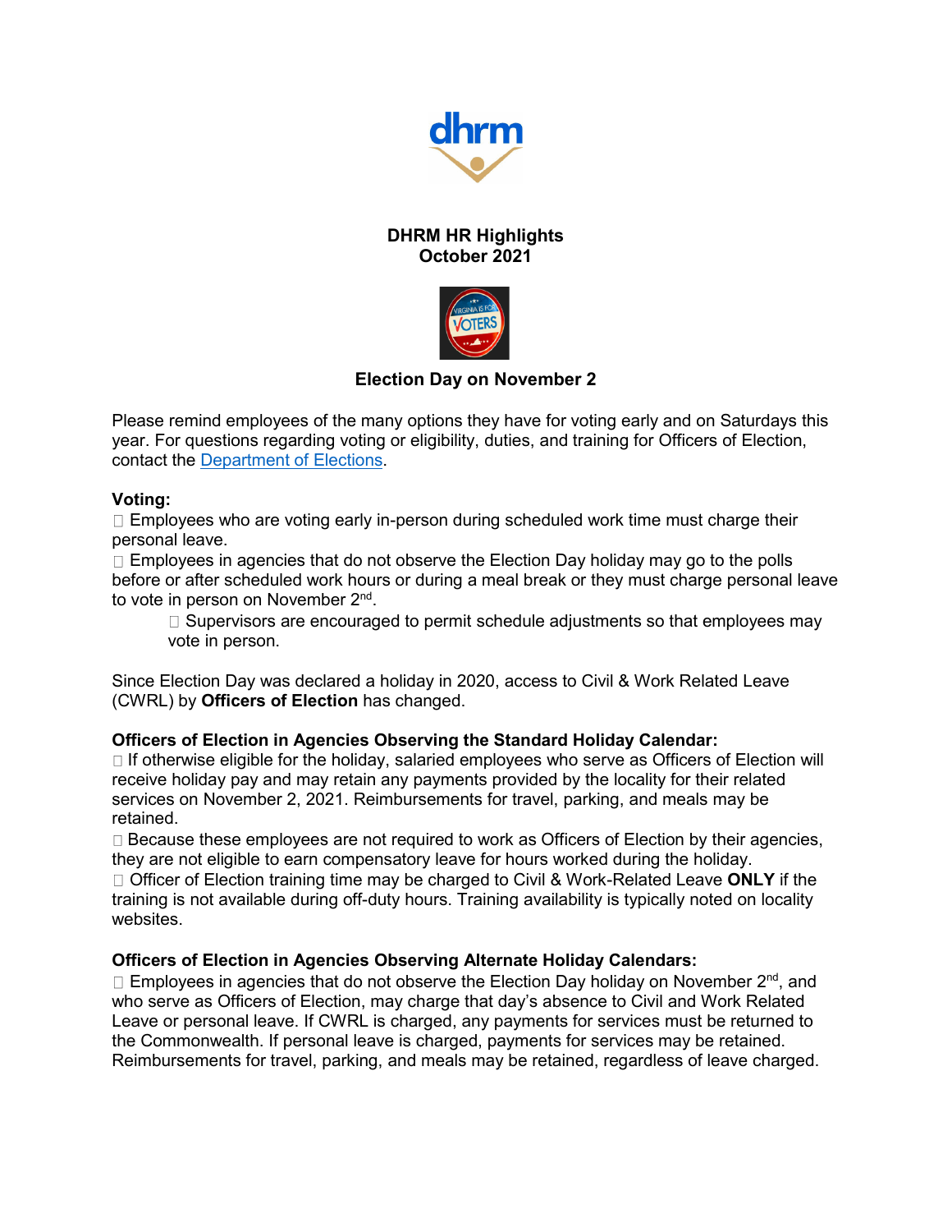# DHRM HR Highlights
# October 2021

## Election Day on November 2

Please remind employees of the many options they have for voting early and on Saturdays this year. For questions regarding voting or eligibility, duties, and training for Officers of Election, contact the Department of Elections.

**Voting:**

- Employees who are voting early in-person during scheduled work time must charge their personal leave.
- Employees in agencies that do not observe the Election Day holiday may go to the polls before or after scheduled work hours or during a meal break or they must charge personal leave to vote in person on November 2nd.
  - Supervisors are encouraged to permit schedule adjustments so that employees may vote in person.

Since Election Day was declared a holiday in 2020, access to Civil & Work Related Leave (CWRL) by **Officers of Election** has changed.

**Officers of Election in Agencies Observing the Standard Holiday Calendar:**

- If otherwise eligible for the holiday, salaried employees who serve as Officers of Election will receive holiday pay and may retain any payments provided by the locality for their related services on November 2, 2021. Reimbursements for travel, parking, and meals may be retained.
- Because these employees are not required to work as Officers of Election by their agencies, they are not eligible to earn compensatory leave for hours worked during the holiday.
- Officer of Election training time may be charged to Civil & Work-Related Leave **ONLY** if the training is not available during off-duty hours. Training availability is typically noted on locality websites.

**Officers of Election in Agencies Observing Alternate Holiday Calendars:**

- Employees in agencies that do not observe the Election Day holiday on November 2nd, and who serve as Officers of Election, may charge that day's absence to Civil and Work Related Leave or personal leave. If CWRL is charged, any payments for services must be returned to the Commonwealth. If personal leave is charged, payments for services may be retained. Reimbursements for travel, parking, and meals may be retained, regardless of leave charged.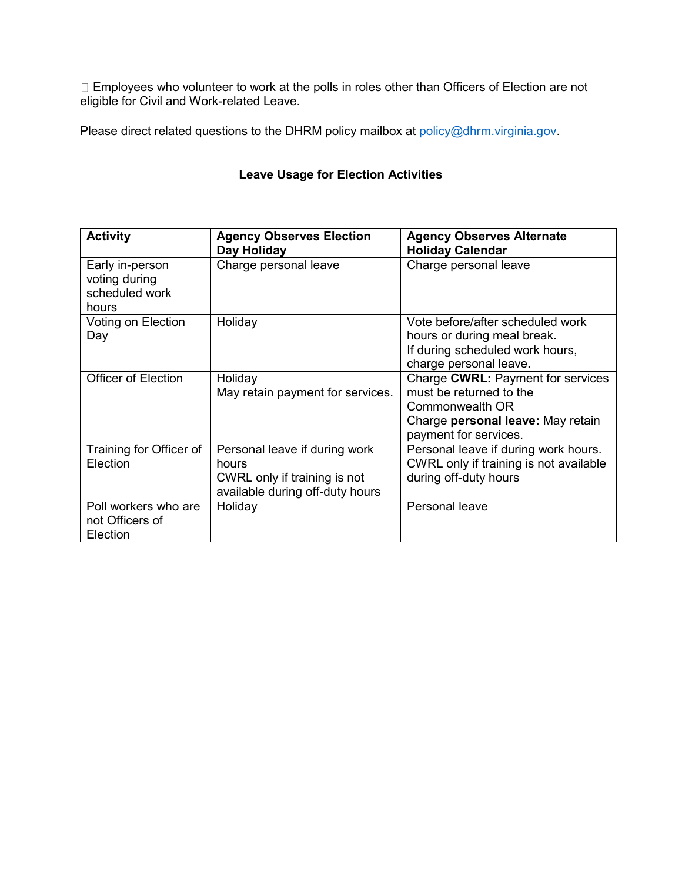- Employees who volunteer to work at the polls in roles other than Officers of Election are not eligible for Civil and Work-related Leave.

Please direct related questions to the DHRM policy mailbox at policy@dhrm.virginia.gov.

## Leave Usage for Election Activities

| Activity | Agency Observes Election Day Holiday | Agency Observes Alternate Holiday Calendar |
|---|---|---|
| Early in-person voting during scheduled work hours | Charge personal leave | Charge personal leave |
| Voting on Election Day | Holiday | Vote before/after scheduled work hours or during meal break.<br>If during scheduled work hours, charge personal leave. |
| Officer of Election | Holiday<br>May retain payment for services. | Charge **CWRL:** Payment for services must be returned to the Commonwealth OR<br>Charge **personal leave:** May retain payment for services. |
| Training for Officer of Election | Personal leave if during work hours<br>CWRL only if training is not available during off-duty hours | Personal leave if during work hours.<br>CWRL only if training is not available during off-duty hours |
| Poll workers who are not Officers of Election | Holiday | Personal leave |